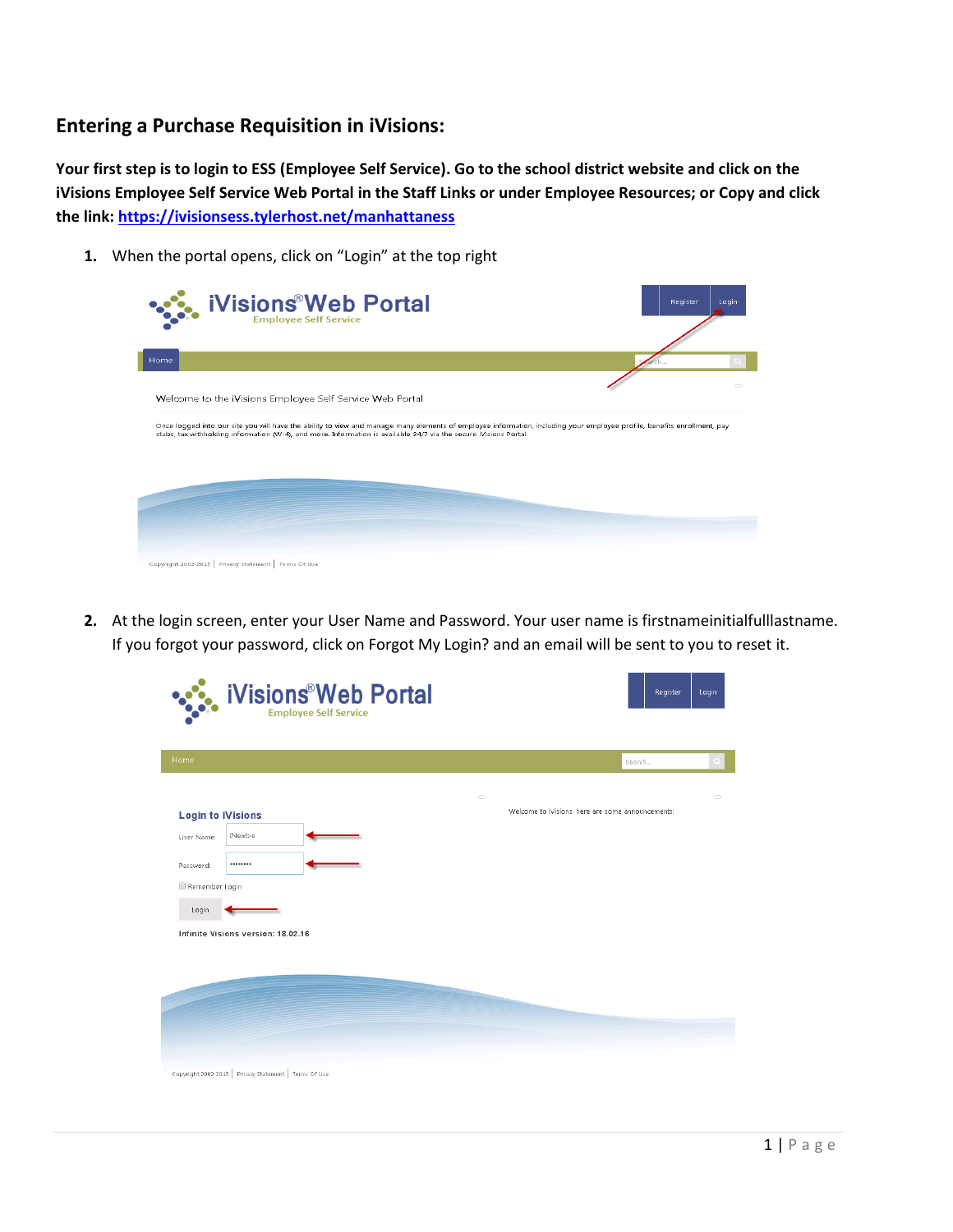## Entering a Purchase Requisition in iVisions:

**Your first step is to login to ESS (Employee Self Service). Go to the school district website and click on the iVisions Employee Self Service Web Portal in the Staff Links or under Employee Resources; or Copy and click the link: [https://ivisionsess.tylerhost.net/manhattaness](https://ivisionsess.tylerhost.net/manhattaness)**

1. When the portal opens, click on "Login" at the top right

2. At the login screen, enter your User Name and Password. Your user name is firstnameinitialfulllastname. If you forgot your password, click on Forgot My Login? and an email will be sent to you to reset it.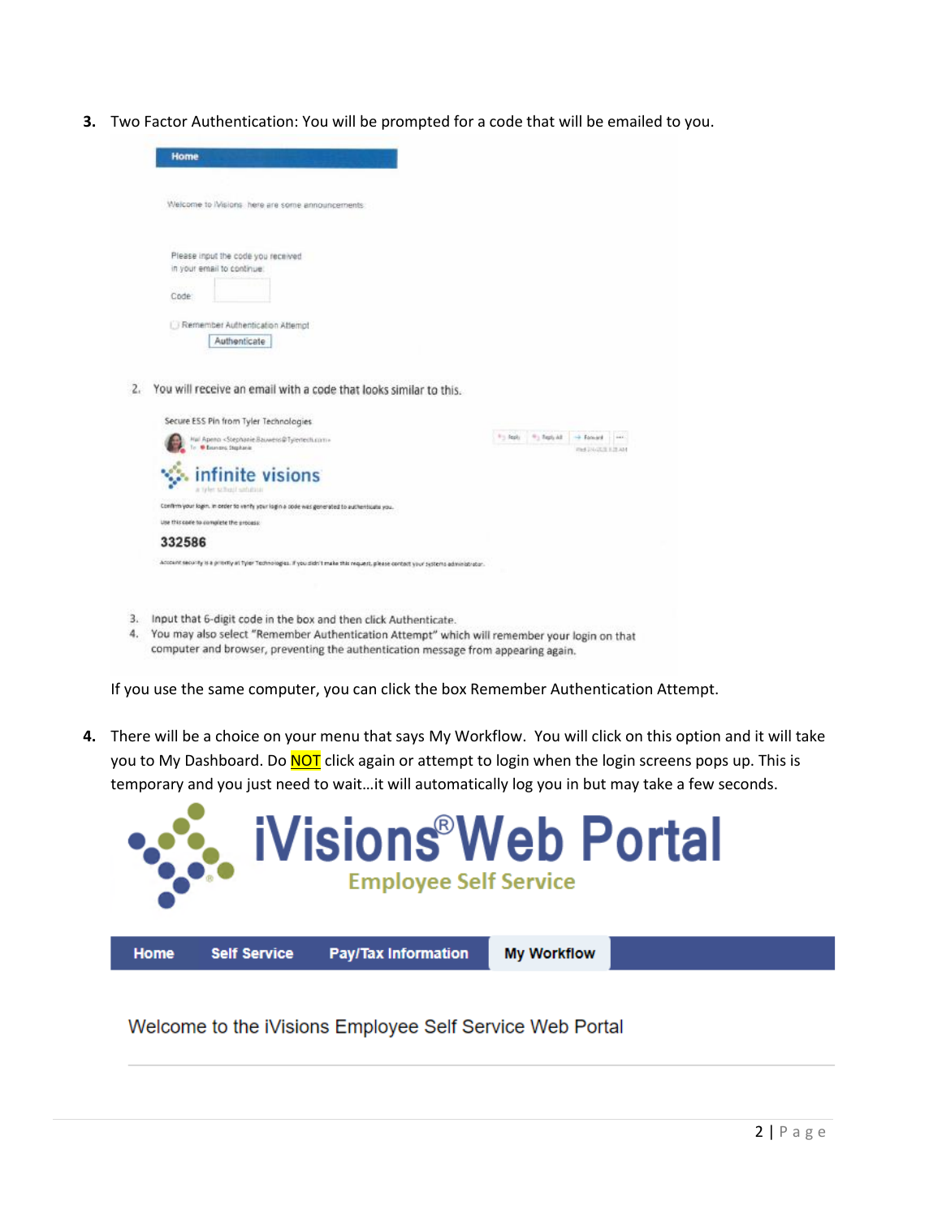3. Two Factor Authentication: You will be prompted for a code that will be emailed to you.

Home

Welcome to iVisions here are some announcements

Please input the code you received in your email to continue:

Code:

Remember Authentication Attempt

Authenticate

2. You will receive an email with a code that looks similar to this.

Secure ESS Pin from Tyler Technologies

infinite visions

Confirm your login. In order to verify your login a code was generated to authenticate you.

Use this code to complete the process:

332586

Account security is a priority at Tyler Technologies. If you didn't make this request, please contact your systems administrator.

3. Input that 6-digit code in the box and then click Authenticate.
4. You may also select "Remember Authentication Attempt" which will remember your login on that computer and browser, preventing the authentication message from appearing again.

If you use the same computer, you can click the box Remember Authentication Attempt.

4. There will be a choice on your menu that says My Workflow. You will click on this option and it will take you to My Dashboard. Do NOT click again or attempt to login when the login screens pops up. This is temporary and you just need to wait…it will automatically log you in but may take a few seconds.

iVisions® Web Portal

Employee Self Service

Home | Self Service | Pay/Tax Information | My Workflow

Welcome to the iVisions Employee Self Service Web Portal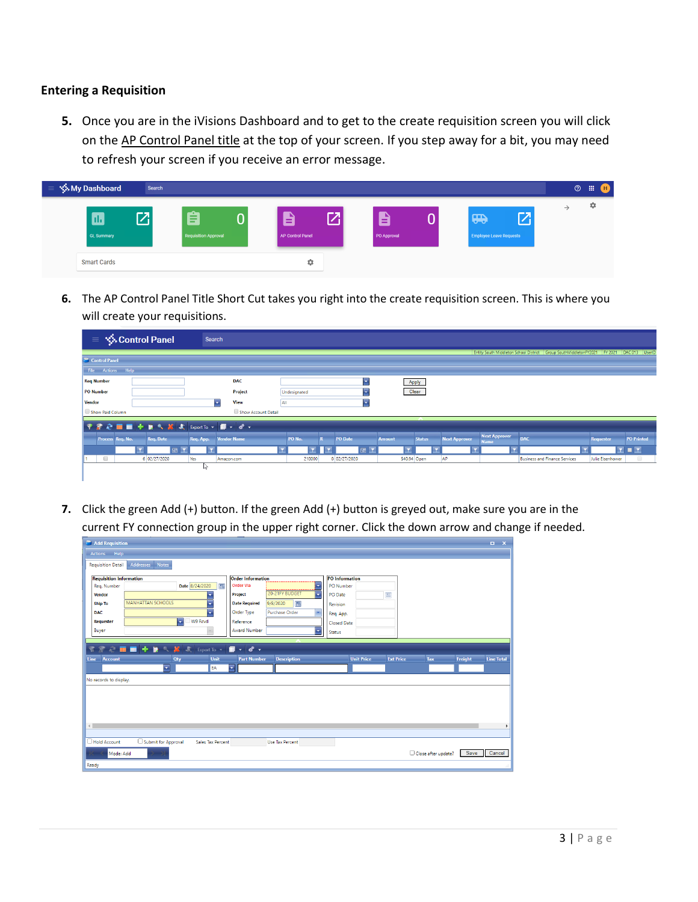## Entering a Requisition

5. Once you are in the iVisions Dashboard and to get to the create requisition screen you will click on the AP Control Panel title at the top of your screen. If you step away for a bit, you may need to refresh your screen if you receive an error message.

6. The AP Control Panel Title Short Cut takes you right into the create requisition screen. This is where you will create your requisitions.

7. Click the green Add (+) button. If the green Add (+) button is greyed out, make sure you are in the current FY connection group in the upper right corner. Click the down arrow and change if needed.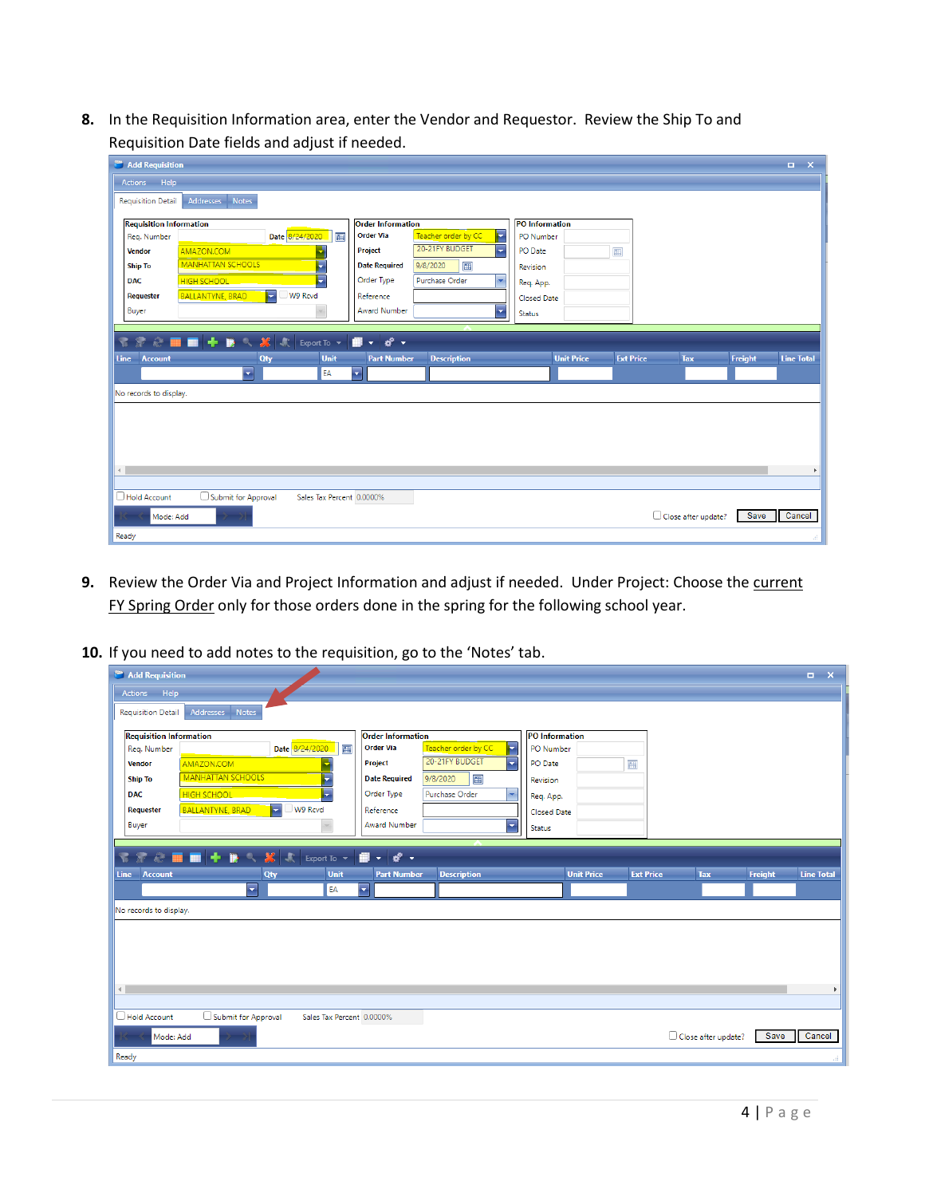8. In the Requisition Information area, enter the Vendor and Requestor. Review the Ship To and Requisition Date fields and adjust if needed.

9. Review the Order Via and Project Information and adjust if needed. Under Project: Choose the current FY Spring Order only for those orders done in the spring for the following school year.

10. If you need to add notes to the requisition, go to the 'Notes' tab.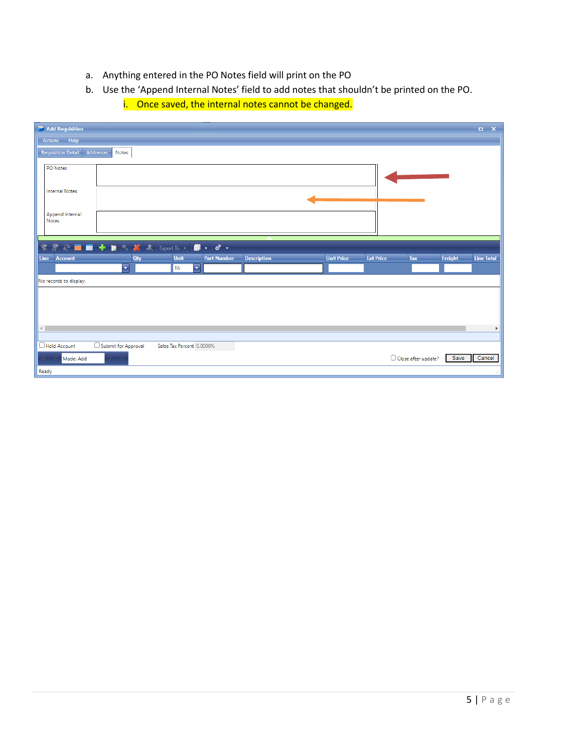a. Anything entered in the PO Notes field will print on the PO
b. Use the 'Append Internal Notes' field to add notes that shouldn't be printed on the PO.
    i. Once saved, the internal notes cannot be changed.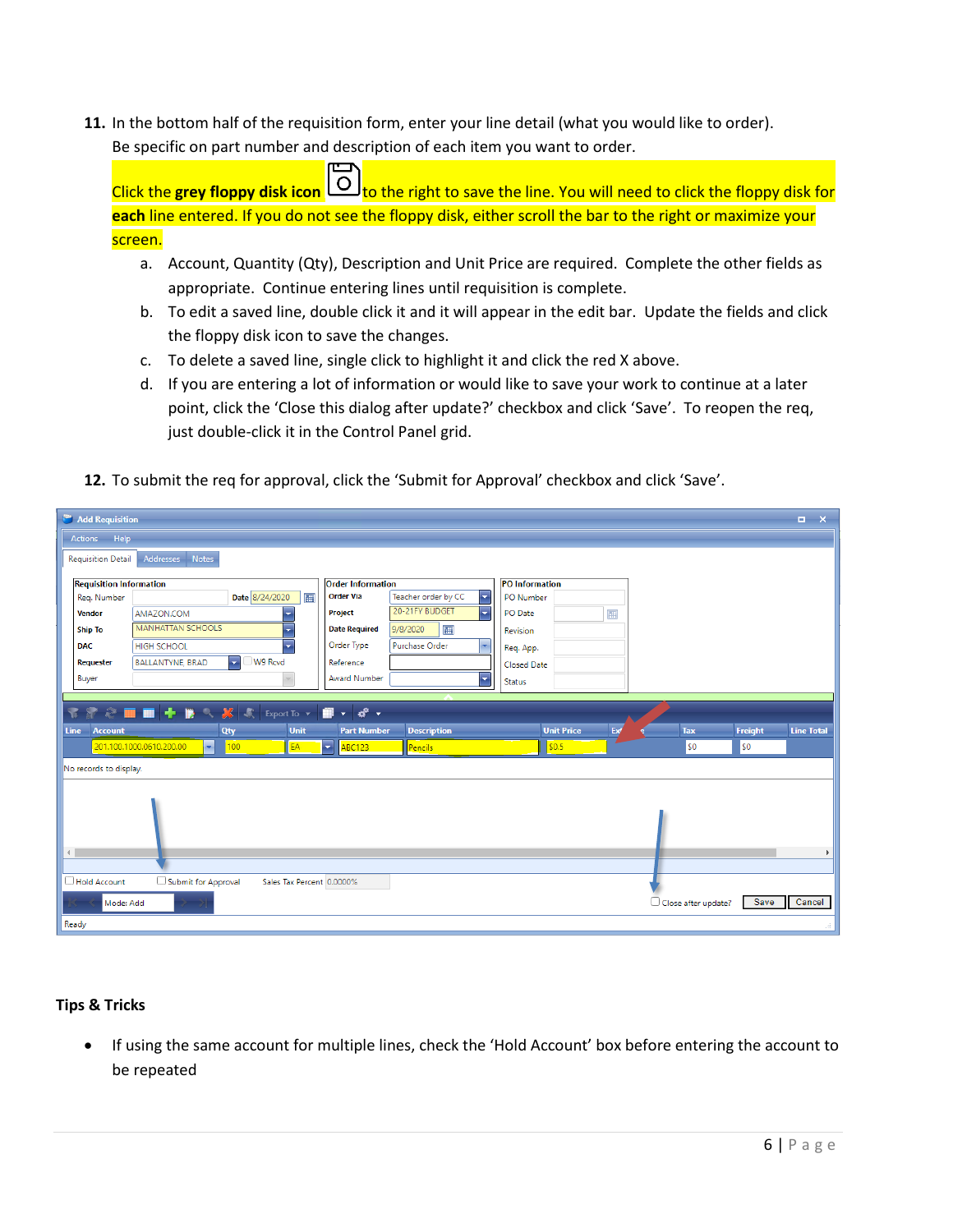11. In the bottom half of the requisition form, enter your line detail (what you would like to order). Be specific on part number and description of each item you want to order.

    Click the **grey floppy disk icon** to the right to save the line. You will need to click the floppy disk for **each** line entered. If you do not see the floppy disk, either scroll the bar to the right or maximize your screen.

    a. Account, Quantity (Qty), Description and Unit Price are required. Complete the other fields as appropriate. Continue entering lines until requisition is complete.
    b. To edit a saved line, double click it and it will appear in the edit bar. Update the fields and click the floppy disk icon to save the changes.
    c. To delete a saved line, single click to highlight it and click the red X above.
    d. If you are entering a lot of information or would like to save your work to continue at a later point, click the 'Close this dialog after update?' checkbox and click 'Save'. To reopen the req, just double-click it in the Control Panel grid.

12. To submit the req for approval, click the 'Submit for Approval' checkbox and click 'Save'.

## Tips & Tricks

- If using the same account for multiple lines, check the 'Hold Account' box before entering the account to be repeated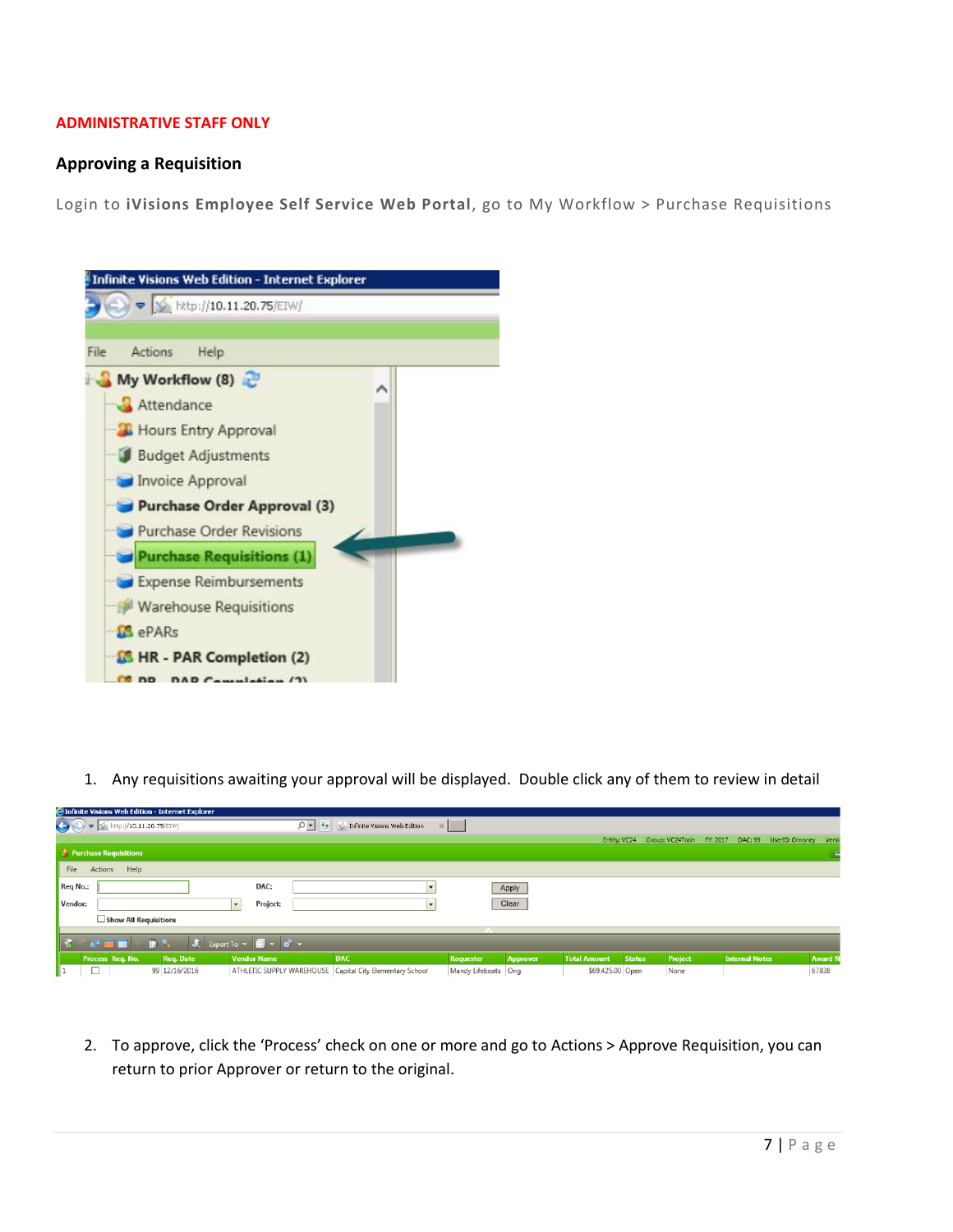**ADMINISTRATIVE STAFF ONLY**

## Approving a Requisition

Login to **iVisions Employee Self Service Web Portal**, go to My Workflow > Purchase Requisitions

1. Any requisitions awaiting your approval will be displayed. Double click any of them to review in detail

2. To approve, click the 'Process' check on one or more and go to Actions > Approve Requisition, you can return to prior Approver or return to the original.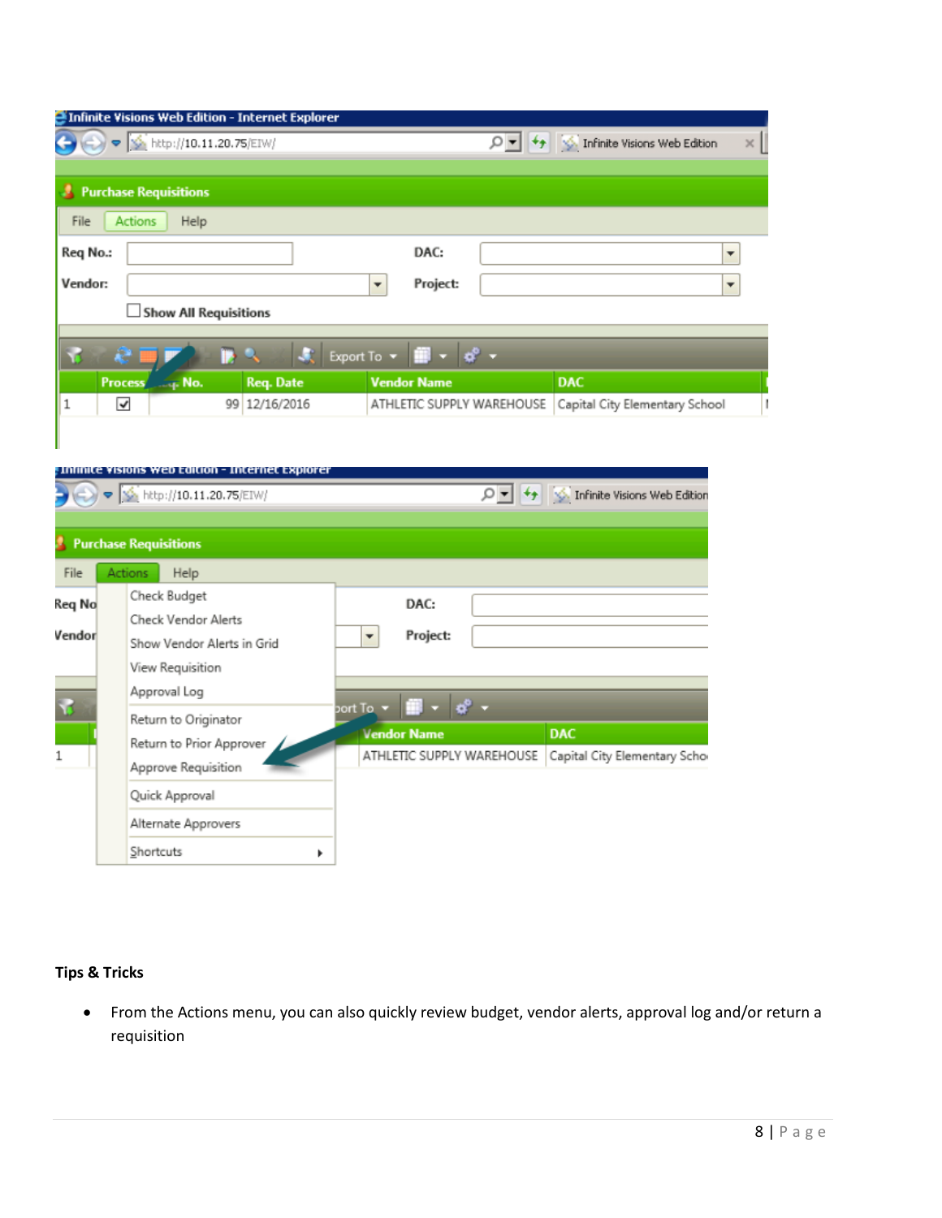**Tips & Tricks**

- From the Actions menu, you can also quickly review budget, vendor alerts, approval log and/or return a requisition